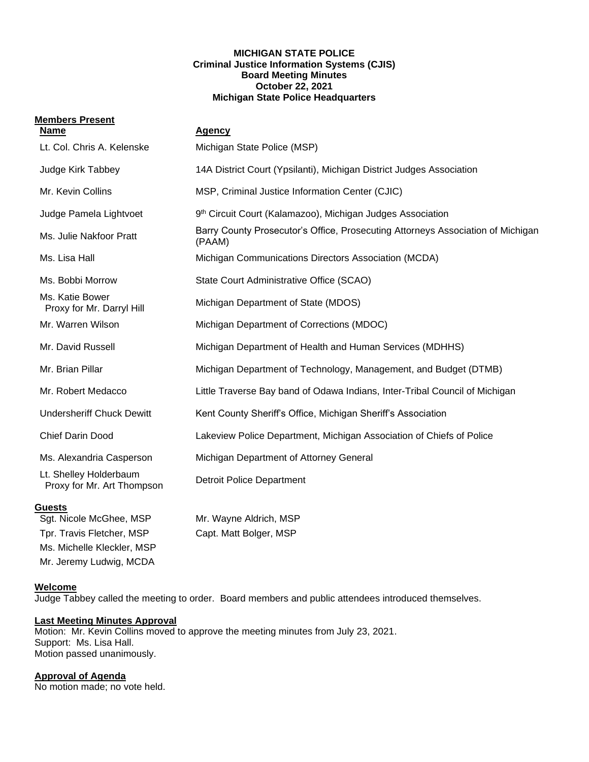**MICHIGAN STATE POLICE**
**Criminal Justice Information Systems (CJIS)**
**Board Meeting Minutes**
**October 22, 2021**
**Michigan State Police Headquarters**

**Members Present**

| Name | Agency |
|---|---|
| Lt. Col. Chris A. Kelenske | Michigan State Police (MSP) |
| Judge Kirk Tabbey | 14A District Court (Ypsilanti), Michigan District Judges Association |
| Mr. Kevin Collins | MSP, Criminal Justice Information Center (CJIC) |
| Judge Pamela Lightvoet | 9th Circuit Court (Kalamazoo), Michigan Judges Association |
| Ms. Julie Nakfoor Pratt | Barry County Prosecutor's Office, Prosecuting Attorneys Association of Michigan (PAAM) |
| Ms. Lisa Hall | Michigan Communications Directors Association (MCDA) |
| Ms. Bobbi Morrow | State Court Administrative Office (SCAO) |
| Ms. Katie Bower<br>Proxy for Mr. Darryl Hill | Michigan Department of State (MDOS) |
| Mr. Warren Wilson | Michigan Department of Corrections (MDOC) |
| Mr. David Russell | Michigan Department of Health and Human Services (MDHHS) |
| Mr. Brian Pillar | Michigan Department of Technology, Management, and Budget (DTMB) |
| Mr. Robert Medacco | Little Traverse Bay band of Odawa Indians, Inter-Tribal Council of Michigan |
| Undersheriff Chuck Dewitt | Kent County Sheriff's Office, Michigan Sheriff's Association |
| Chief Darin Dood | Lakeview Police Department, Michigan Association of Chiefs of Police |
| Ms. Alexandria Casperson | Michigan Department of Attorney General |
| Lt. Shelley Holderbaum<br>Proxy for Mr. Art Thompson | Detroit Police Department |

**Guests**

Sgt. Nicole McGhee, MSP
Tpr. Travis Fletcher, MSP
Ms. Michelle Kleckler, MSP
Mr. Jeremy Ludwig, MCDA
Mr. Wayne Aldrich, MSP
Capt. Matt Bolger, MSP

**Welcome**

Judge Tabbey called the meeting to order. Board members and public attendees introduced themselves.

**Last Meeting Minutes Approval**

Motion: Mr. Kevin Collins moved to approve the meeting minutes from July 23, 2021.
Support: Ms. Lisa Hall.
Motion passed unanimously.

**Approval of Agenda**

No motion made; no vote held.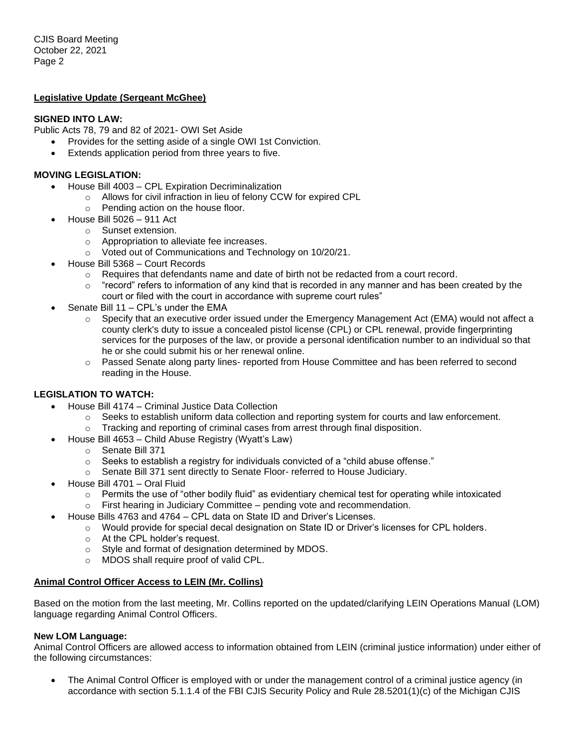## Legislative Update (Sergeant McGhee)

**SIGNED INTO LAW:**

Public Acts 78, 79 and 82 of 2021- OWI Set Aside

- Provides for the setting aside of a single OWI 1st Conviction.
- Extends application period from three years to five.

**MOVING LEGISLATION:**

- House Bill 4003 – CPL Expiration Decriminalization
  - Allows for civil infraction in lieu of felony CCW for expired CPL
  - Pending action on the house floor.
- House Bill 5026 – 911 Act
  - Sunset extension.
  - Appropriation to alleviate fee increases.
  - Voted out of Communications and Technology on 10/20/21.
- House Bill 5368 – Court Records
  - Requires that defendants name and date of birth not be redacted from a court record.
  - "record" refers to information of any kind that is recorded in any manner and has been created by the court or filed with the court in accordance with supreme court rules"
- Senate Bill 11 – CPL's under the EMA
  - Specify that an executive order issued under the Emergency Management Act (EMA) would not affect a county clerk's duty to issue a concealed pistol license (CPL) or CPL renewal, provide fingerprinting services for the purposes of the law, or provide a personal identification number to an individual so that he or she could submit his or her renewal online.
  - Passed Senate along party lines- reported from House Committee and has been referred to second reading in the House.

**LEGISLATION TO WATCH:**

- House Bill 4174 – Criminal Justice Data Collection
  - Seeks to establish uniform data collection and reporting system for courts and law enforcement.
  - Tracking and reporting of criminal cases from arrest through final disposition.
- House Bill 4653 – Child Abuse Registry (Wyatt's Law)
  - Senate Bill 371
  - Seeks to establish a registry for individuals convicted of a "child abuse offense."
  - Senate Bill 371 sent directly to Senate Floor- referred to House Judiciary.
- House Bill 4701 – Oral Fluid
  - Permits the use of "other bodily fluid" as evidentiary chemical test for operating while intoxicated
  - First hearing in Judiciary Committee – pending vote and recommendation.
- House Bills 4763 and 4764 – CPL data on State ID and Driver's Licenses.
  - Would provide for special decal designation on State ID or Driver's licenses for CPL holders.
  - At the CPL holder's request.
  - Style and format of designation determined by MDOS.
  - MDOS shall require proof of valid CPL.

## Animal Control Officer Access to LEIN (Mr. Collins)

Based on the motion from the last meeting, Mr. Collins reported on the updated/clarifying LEIN Operations Manual (LOM) language regarding Animal Control Officers.

**New LOM Language:**

Animal Control Officers are allowed access to information obtained from LEIN (criminal justice information) under either of the following circumstances:

- The Animal Control Officer is employed with or under the management control of a criminal justice agency (in accordance with section 5.1.1.4 of the FBI CJIS Security Policy and Rule 28.5201(1)(c) of the Michigan CJIS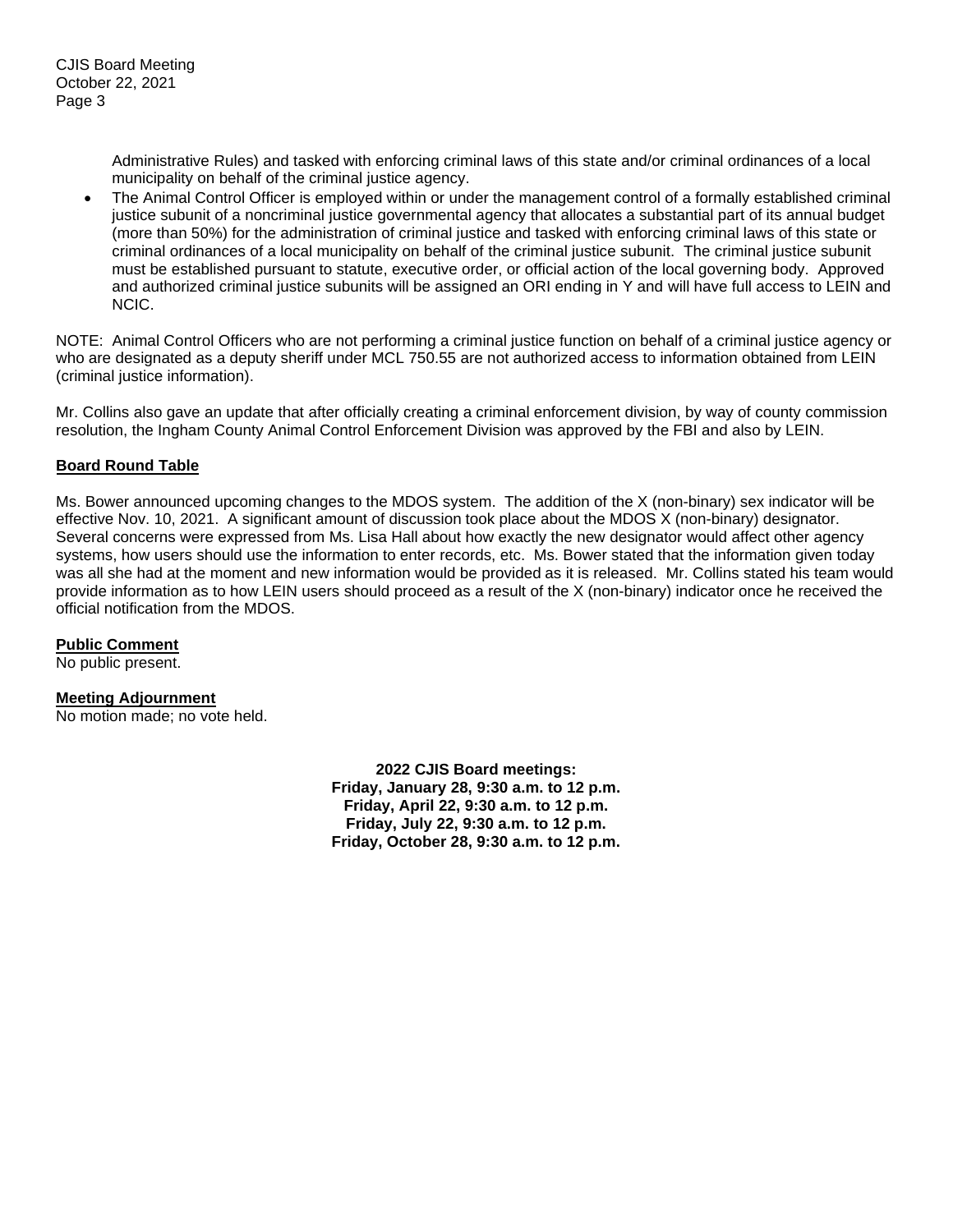Administrative Rules) and tasked with enforcing criminal laws of this state and/or criminal ordinances of a local municipality on behalf of the criminal justice agency.

- The Animal Control Officer is employed within or under the management control of a formally established criminal justice subunit of a noncriminal justice governmental agency that allocates a substantial part of its annual budget (more than 50%) for the administration of criminal justice and tasked with enforcing criminal laws of this state or criminal ordinances of a local municipality on behalf of the criminal justice subunit. The criminal justice subunit must be established pursuant to statute, executive order, or official action of the local governing body. Approved and authorized criminal justice subunits will be assigned an ORI ending in Y and will have full access to LEIN and NCIC.

NOTE: Animal Control Officers who are not performing a criminal justice function on behalf of a criminal justice agency or who are designated as a deputy sheriff under MCL 750.55 are not authorized access to information obtained from LEIN (criminal justice information).

Mr. Collins also gave an update that after officially creating a criminal enforcement division, by way of county commission resolution, the Ingham County Animal Control Enforcement Division was approved by the FBI and also by LEIN.

**Board Round Table**

Ms. Bower announced upcoming changes to the MDOS system. The addition of the X (non-binary) sex indicator will be effective Nov. 10, 2021. A significant amount of discussion took place about the MDOS X (non-binary) designator. Several concerns were expressed from Ms. Lisa Hall about how exactly the new designator would affect other agency systems, how users should use the information to enter records, etc. Ms. Bower stated that the information given today was all she had at the moment and new information would be provided as it is released. Mr. Collins stated his team would provide information as to how LEIN users should proceed as a result of the X (non-binary) indicator once he received the official notification from the MDOS.

**Public Comment**
No public present.

**Meeting Adjournment**
No motion made; no vote held.

**2022 CJIS Board meetings:**
**Friday, January 28, 9:30 a.m. to 12 p.m.**
**Friday, April 22, 9:30 a.m. to 12 p.m.**
**Friday, July 22, 9:30 a.m. to 12 p.m.**
**Friday, October 28, 9:30 a.m. to 12 p.m.**